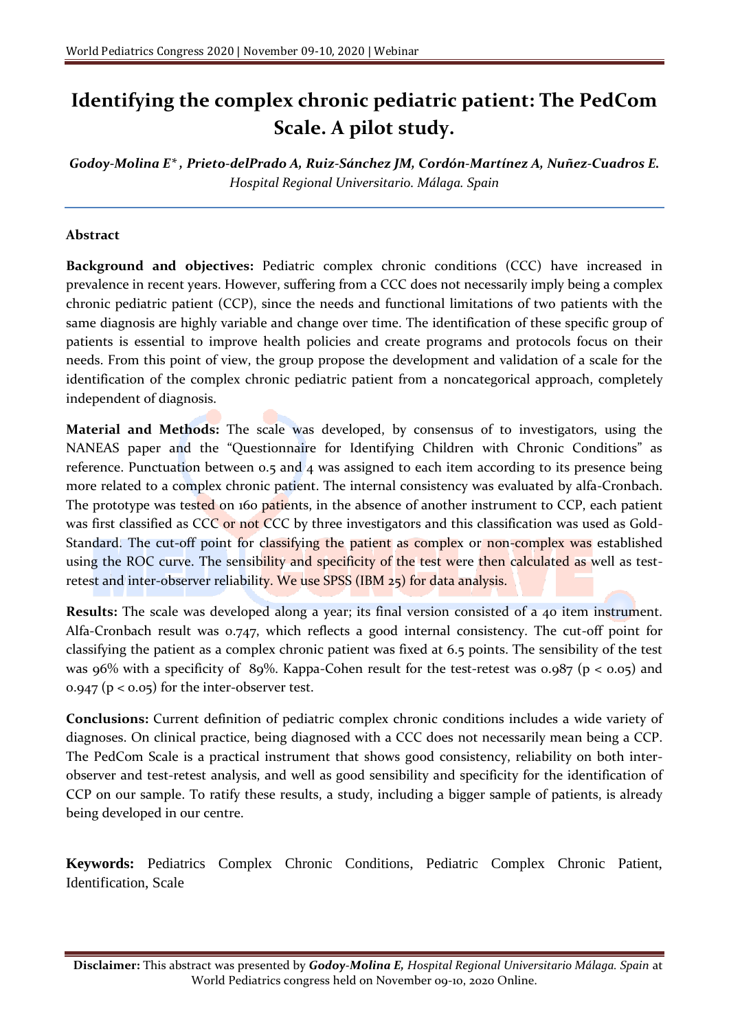# Identifying the complex chronic pediatric patient: The PedCom Scale. A pilot study.

***Godoy-Molina E\*, Prieto-delPrado A, Ruiz-Sánchez JM, Cordón-Martínez A, Nuñez-Cuadros E.***
*Hospital Regional Universitario. Málaga. Spain*

## Abstract

**Background and objectives:** Pediatric complex chronic conditions (CCC) have increased in prevalence in recent years. However, suffering from a CCC does not necessarily imply being a complex chronic pediatric patient (CCP), since the needs and functional limitations of two patients with the same diagnosis are highly variable and change over time. The identification of these specific group of patients is essential to improve health policies and create programs and protocols focus on their needs. From this point of view, the group propose the development and validation of a scale for the identification of the complex chronic pediatric patient from a noncategorical approach, completely independent of diagnosis.

**Material and Methods:** The scale was developed, by consensus of to investigators, using the NANEAS paper and the "Questionnaire for Identifying Children with Chronic Conditions" as reference. Punctuation between 0.5 and 4 was assigned to each item according to its presence being more related to a complex chronic patient. The internal consistency was evaluated by alfa-Cronbach. The prototype was tested on 160 patients, in the absence of another instrument to CCP, each patient was first classified as CCC or not CCC by three investigators and this classification was used as Gold-Standard. The cut-off point for classifying the patient as complex or non-complex was established using the ROC curve. The sensibility and specificity of the test were then calculated as well as test-retest and inter-observer reliability. We use SPSS (IBM 25) for data analysis.

**Results:** The scale was developed along a year; its final version consisted of a 40 item instrument. Alfa-Cronbach result was 0.747, which reflects a good internal consistency. The cut-off point for classifying the patient as a complex chronic patient was fixed at 6.5 points. The sensibility of the test was 96% with a specificity of 89%. Kappa-Cohen result for the test-retest was 0.987 ($p < 0.05$) and 0.947 ($p < 0.05$) for the inter-observer test.

**Conclusions:** Current definition of pediatric complex chronic conditions includes a wide variety of diagnoses. On clinical practice, being diagnosed with a CCC does not necessarily mean being a CCP. The PedCom Scale is a practical instrument that shows good consistency, reliability on both inter-observer and test-retest analysis, and well as good sensibility and specificity for the identification of CCP on our sample. To ratify these results, a study, including a bigger sample of patients, is already being developed in our centre.

**Keywords:** Pediatrics Complex Chronic Conditions, Pediatric Complex Chronic Patient, Identification, Scale

**Disclaimer:** This abstract was presented by ***Godoy-Molina E,*** *Hospital Regional Universitario Málaga. Spain* at World Pediatrics congress held on November 09-10, 2020 Online.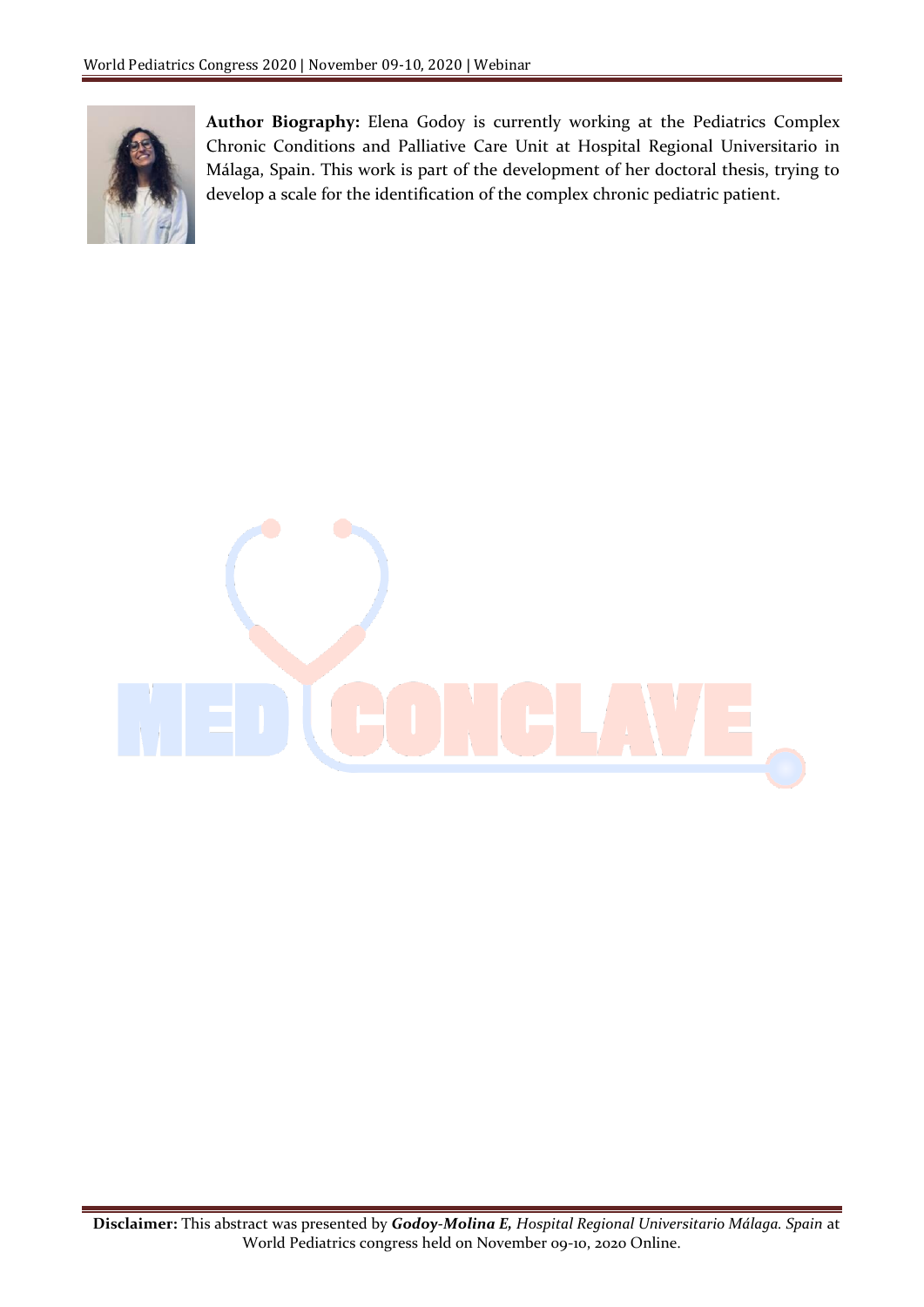**Author Biography:** Elena Godoy is currently working at the Pediatrics Complex Chronic Conditions and Palliative Care Unit at Hospital Regional Universitario in Málaga, Spain. This work is part of the development of her doctoral thesis, trying to develop a scale for the identification of the complex chronic pediatric patient.

**Disclaimer:** This abstract was presented by ***Godoy-Molina E,*** *Hospital Regional Universitario Málaga. Spain* at World Pediatrics congress held on November 09-10, 2020 Online.